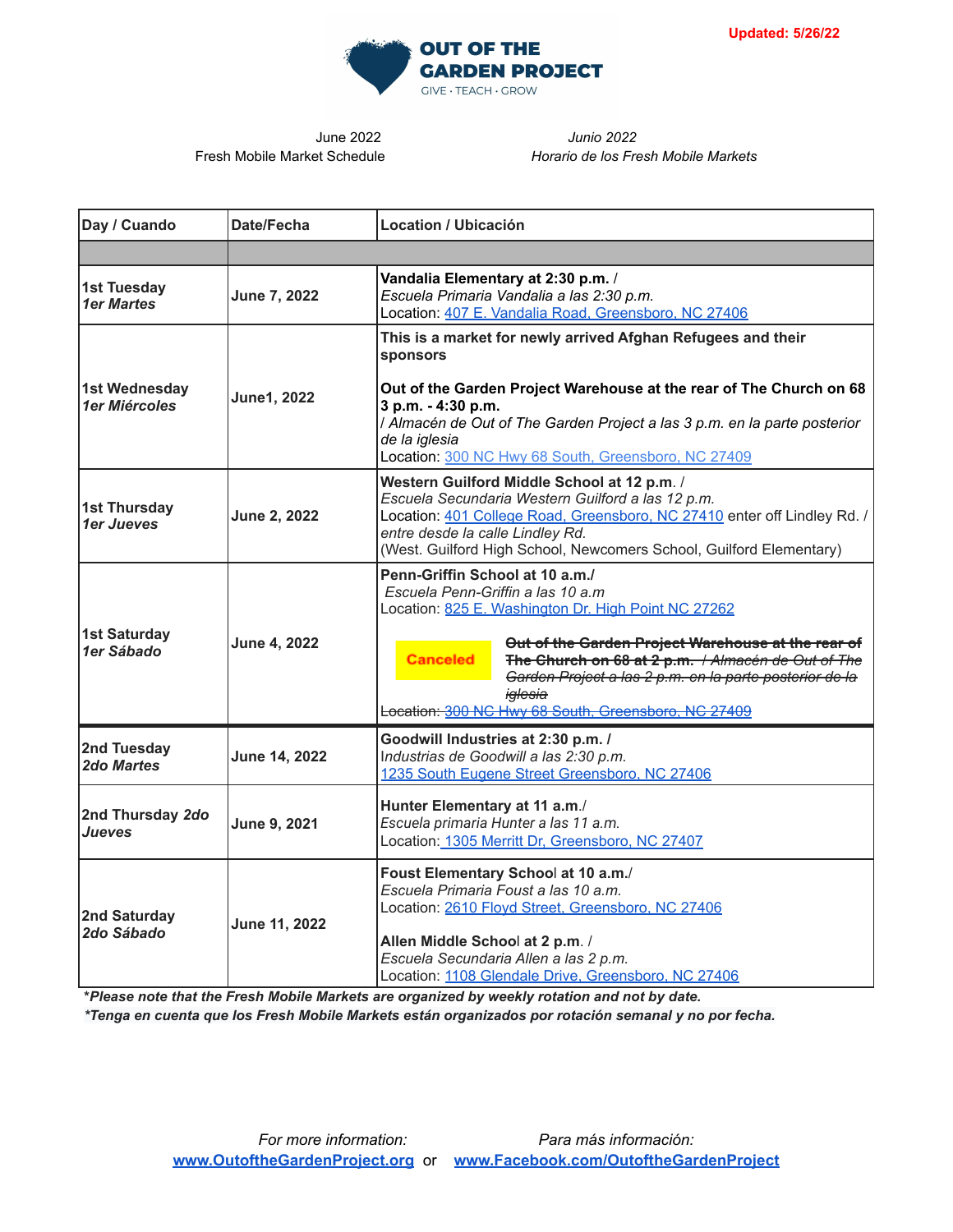**OUT OF THE GARDEN PROJECT**
GIVE · TEACH · GROW

**Updated: 5/26/22**

June 2022
Fresh Mobile Market Schedule

*Junio 2022*
*Horario de los Fresh Mobile Markets*

| Day / Cuando | Date/Fecha | Location / Ubicación |
|---|---|---|
| | | |
| **1st Tuesday** ***1er Martes*** | **June 7, 2022** | **Vandalia Elementary at 2:30 p.m.** / *Escuela Primaria Vandalia a las 2:30 p.m.* Location: 407 E. Vandalia Road, Greensboro, NC 27406 |
| **1st Wednesday** ***1er Miércoles*** | **June1, 2022** | **This is a market for newly arrived Afghan Refugees and their sponsors** **Out of the Garden Project Warehouse at the rear of The Church on 68 3 p.m. - 4:30 p.m.** */ Almacén de Out of The Garden Project a las 3 p.m. en la parte posterior de la iglesia* Location: 300 NC Hwy 68 South, Greensboro, NC 27409 |
| **1st Thursday** ***1er Jueves*** | **June 2, 2022** | **Western Guilford Middle School at 12 p.m.** / *Escuela Secundaria Western Guilford a las 12 p.m.* Location: 401 College Road, Greensboro, NC 27410 enter off Lindley Rd. / *entre desde la calle Lindley Rd.* (West. Guilford High School, Newcomers School, Guilford Elementary) |
| **1st Saturday** ***1er Sábado*** | **June 4, 2022** | **Penn-Griffin School at 10 a.m./** *Escuela Penn-Griffin a las 10 a.m* Location: 825 E. Washington Dr. High Point NC 27262 **Canceled** ~~**Out of the Garden Project Warehouse at the rear of The Church on 68 at 2 p.m.** / *Almacén de Out of The Garden Project a las 2 p.m. en la parte posterior de la iglesia* Location: 300 NC Hwy 68 South, Greensboro, NC 27409~~ |
| **2nd Tuesday** ***2do Martes*** | **June 14, 2022** | **Goodwill Industries at 2:30 p.m. /** *Industrias de Goodwill a las 2:30 p.m.* 1235 South Eugene Street Greensboro, NC 27406 |
| **2nd Thursday** ***2do Jueves*** | **June 9, 2021** | **Hunter Elementary at 11 a.m.**/ *Escuela primaria Hunter a las 11 a.m.* Location: 1305 Merritt Dr, Greensboro, NC 27407 |
| **2nd Saturday** ***2do Sábado*** | **June 11, 2022** | **Foust Elementary School at 10 a.m.**/ *Escuela Primaria Foust a las 10 a.m.* Location: 2610 Floyd Street, Greensboro, NC 27406 **Allen Middle School at 2 p.m.** / *Escuela Secundaria Allen a las 2 p.m.* Location: 1108 Glendale Drive, Greensboro, NC 27406 |

***Please note that the Fresh Mobile Markets are organized by weekly rotation and not by date.**
***Tenga en cuenta que los Fresh Mobile Markets están organizados por rotación semanal y no por fecha.**

*For more information:* *Para más información:*
**www.OutoftheGardenProject.org** or **www.Facebook.com/OutoftheGardenProject**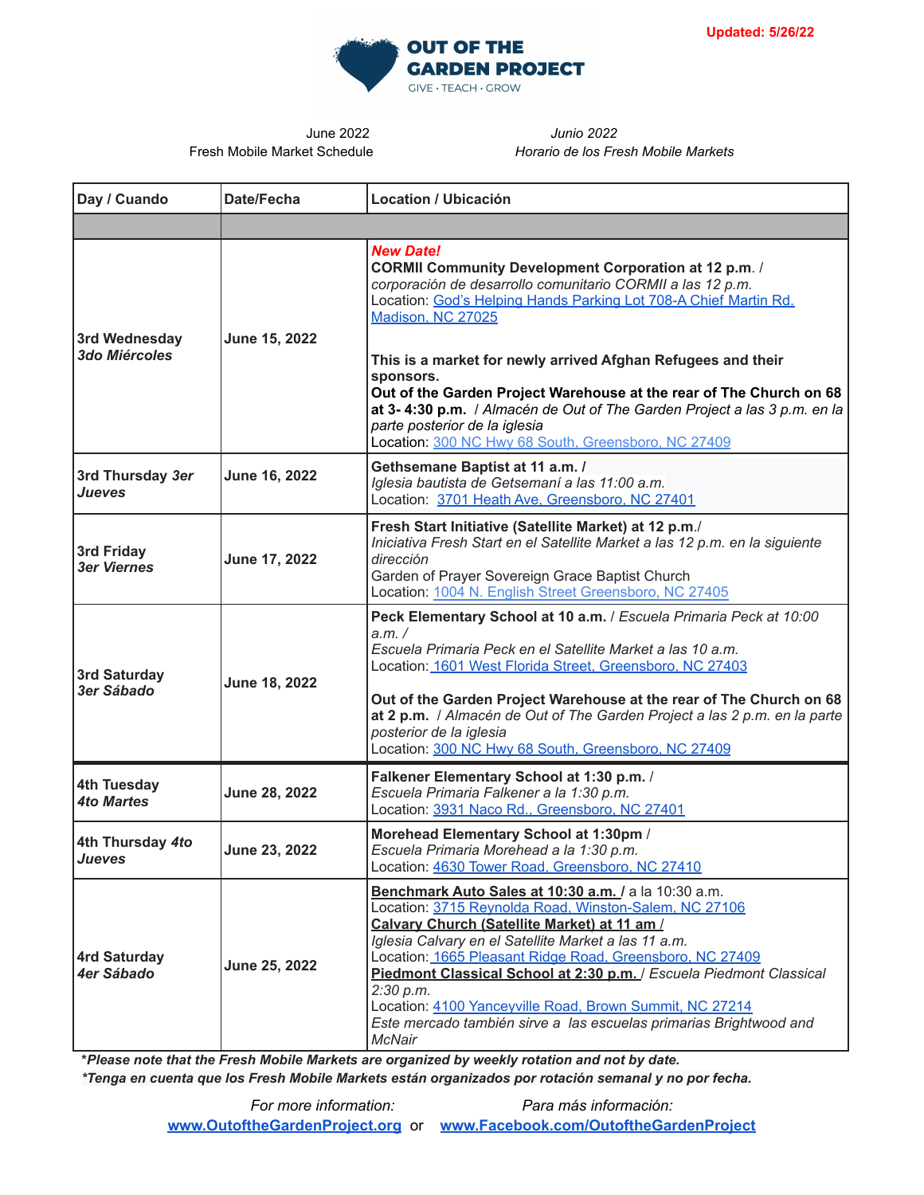Updated: 5/26/22

**OUT OF THE GARDEN PROJECT**
GIVE · TEACH · GROW

June 2022
Fresh Mobile Market Schedule

*Junio 2022*
*Horario de los Fresh Mobile Markets*

| Day / Cuando | Date/Fecha | Location / Ubicación |
|---|---|---|
| | | |
| **3rd Wednesday** ***3do Miércoles*** | **June 15, 2022** | ***New Date!*** **CORMII Community Development Corporation at 12 p.m.** / *corporación de desarrollo comunitario CORMII a las 12 p.m.* Location: God's Helping Hands Parking Lot 708-A Chief Martin Rd. Madison, NC 27025<br><br>**This is a market for newly arrived Afghan Refugees and their sponsors.** **Out of the Garden Project Warehouse at the rear of The Church on 68 at 3- 4:30 p.m.** / *Almacén de Out of The Garden Project a las 3 p.m. en la parte posterior de la iglesia* Location: 300 NC Hwy 68 South, Greensboro, NC 27409 |
| **3rd Thursday** ***3er Jueves*** | **June 16, 2022** | **Gethsemane Baptist at 11 a.m. /** *Iglesia bautista de Getsemaní a las 11:00 a.m.* Location: 3701 Heath Ave, Greensboro, NC 27401 |
| **3rd Friday** ***3er Viernes*** | **June 17, 2022** | **Fresh Start Initiative (Satellite Market) at 12 p.m.**/ *Iniciativa Fresh Start en el Satellite Market a las 12 p.m. en la siguiente dirección* Garden of Prayer Sovereign Grace Baptist Church Location: 1004 N. English Street Greensboro, NC 27405 |
| **3rd Saturday** ***3er Sábado*** | **June 18, 2022** | **Peck Elementary School at 10 a.m.** / *Escuela Primaria Peck at 10:00 a.m. / Escuela Primaria Peck en el Satellite Market a las 10 a.m.* Location: 1601 West Florida Street, Greensboro, NC 27403<br><br>**Out of the Garden Project Warehouse at the rear of The Church on 68 at 2 p.m.** / *Almacén de Out of The Garden Project a las 2 p.m. en la parte posterior de la iglesia* Location: 300 NC Hwy 68 South, Greensboro, NC 27409 |
| **4th Tuesday** ***4to Martes*** | **June 28, 2022** | **Falkener Elementary School at 1:30 p.m.** / *Escuela Primaria Falkener a la 1:30 p.m.* Location: 3931 Naco Rd., Greensboro, NC 27401 |
| **4th Thursday** ***4to Jueves*** | **June 23, 2022** | **Morehead Elementary School at 1:30pm** / *Escuela Primaria Morehead a la 1:30 p.m.* Location: 4630 Tower Road, Greensboro, NC 27410 |
| **4rd Saturday** ***4er Sábado*** | **June 25, 2022** | **Benchmark Auto Sales at 10:30 a.m.** / a la 10:30 a.m. Location: 3715 Reynolda Road, Winston-Salem, NC 27106 **Calvary Church (Satellite Market) at 11 am** / *Iglesia Calvary en el Satellite Market a las 11 a.m.* Location: 1665 Pleasant Ridge Road, Greensboro, NC 27409 **Piedmont Classical School at 2:30 p.m.** / *Escuela Piedmont Classical 2:30 p.m.* Location: 4100 Yanceyville Road, Brown Summit, NC 27214 *Este mercado también sirve a las escuelas primarias Brightwood and McNair* |

***Please note that the Fresh Mobile Markets are organized by weekly rotation and not by date.**
***Tenga en cuenta que los Fresh Mobile Markets están organizados por rotación semanal y no por fecha.**

*For more information:* *Para más información:*
**www.OutoftheGardenProject.org** or **www.Facebook.com/OutoftheGardenProject**